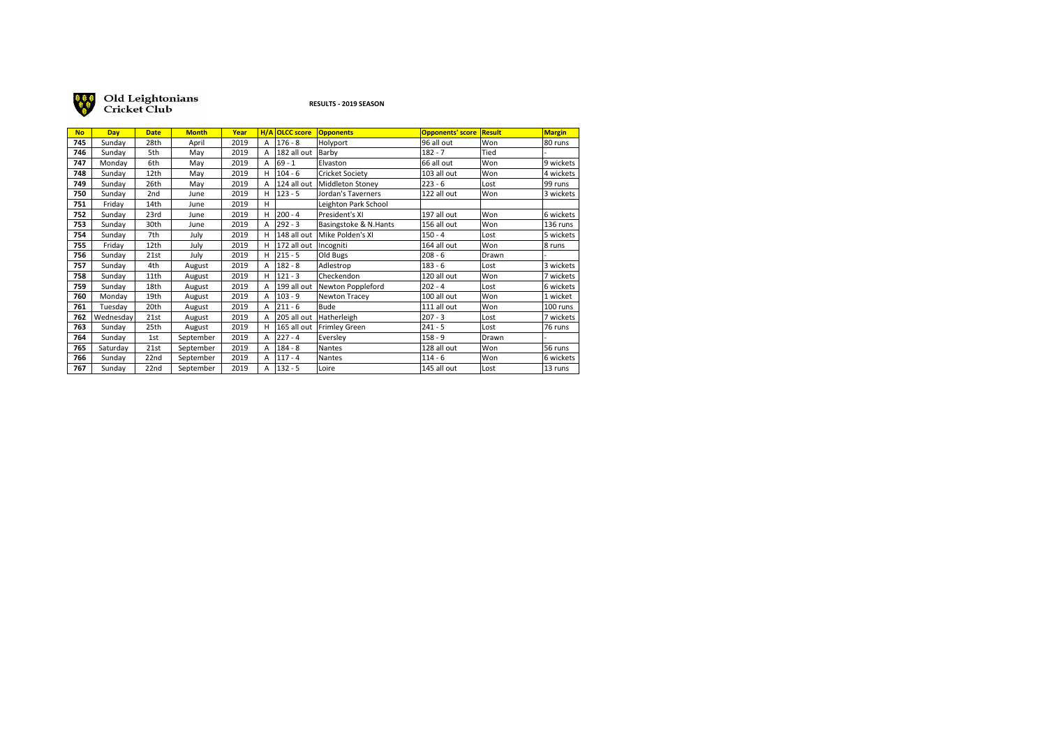# Old Leightonians Cricket Club

**RESULTS - 2019 SEASON**

| No | Day | Date | Month | Year | H/A | OLCC score | Opponents | Opponents' score | Result | Margin |
|---|---|---|---|---|---|---|---|---|---|---|
| 745 | Sunday | 28th | April | 2019 | A | 176 - 8 | Holyport | 96 all out | Won | 80 runs |
| 746 | Sunday | 5th | May | 2019 | A | 182 all out | Barby | 182 - 7 | Tied | - |
| 747 | Monday | 6th | May | 2019 | A | 69 - 1 | Elvaston | 66 all out | Won | 9 wickets |
| 748 | Sunday | 12th | May | 2019 | H | 104 - 6 | Cricket Society | 103 all out | Won | 4 wickets |
| 749 | Sunday | 26th | May | 2019 | A | 124 all out | Middleton Stoney | 223 - 6 | Lost | 99 runs |
| 750 | Sunday | 2nd | June | 2019 | H | 123 - 5 | Jordan's Taverners | 122 all out | Won | 3 wickets |
| 751 | Friday | 14th | June | 2019 | H | | Leighton Park School | | | |
| 752 | Sunday | 23rd | June | 2019 | H | 200 - 4 | President's XI | 197 all out | Won | 6 wickets |
| 753 | Sunday | 30th | June | 2019 | A | 292 - 3 | Basingstoke & N.Hants | 156 all out | Won | 136 runs |
| 754 | Sunday | 7th | July | 2019 | H | 148 all out | Mike Polden's XI | 150 - 4 | Lost | 5 wickets |
| 755 | Friday | 12th | July | 2019 | H | 172 all out | Incogniti | 164 all out | Won | 8 runs |
| 756 | Sunday | 21st | July | 2019 | H | 215 - 5 | Old Bugs | 208 - 6 | Drawn | - |
| 757 | Sunday | 4th | August | 2019 | A | 182 - 8 | Adlestrop | 183 - 6 | Lost | 3 wickets |
| 758 | Sunday | 11th | August | 2019 | H | 121 - 3 | Checkendon | 120 all out | Won | 7 wickets |
| 759 | Sunday | 18th | August | 2019 | A | 199 all out | Newton Poppleford | 202 - 4 | Lost | 6 wickets |
| 760 | Monday | 19th | August | 2019 | A | 103 - 9 | Newton Tracey | 100 all out | Won | 1 wicket |
| 761 | Tuesday | 20th | August | 2019 | A | 211 - 6 | Bude | 111 all out | Won | 100 runs |
| 762 | Wednesday | 21st | August | 2019 | A | 205 all out | Hatherleigh | 207 - 3 | Lost | 7 wickets |
| 763 | Sunday | 25th | August | 2019 | H | 165 all out | Frimley Green | 241 - 5 | Lost | 76 runs |
| 764 | Sunday | 1st | September | 2019 | A | 227 - 4 | Eversley | 158 - 9 | Drawn | - |
| 765 | Saturday | 21st | September | 2019 | A | 184 - 8 | Nantes | 128 all out | Won | 56 runs |
| 766 | Sunday | 22nd | September | 2019 | A | 117 - 4 | Nantes | 114 - 6 | Won | 6 wickets |
| 767 | Sunday | 22nd | September | 2019 | A | 132 - 5 | Loire | 145 all out | Lost | 13 runs |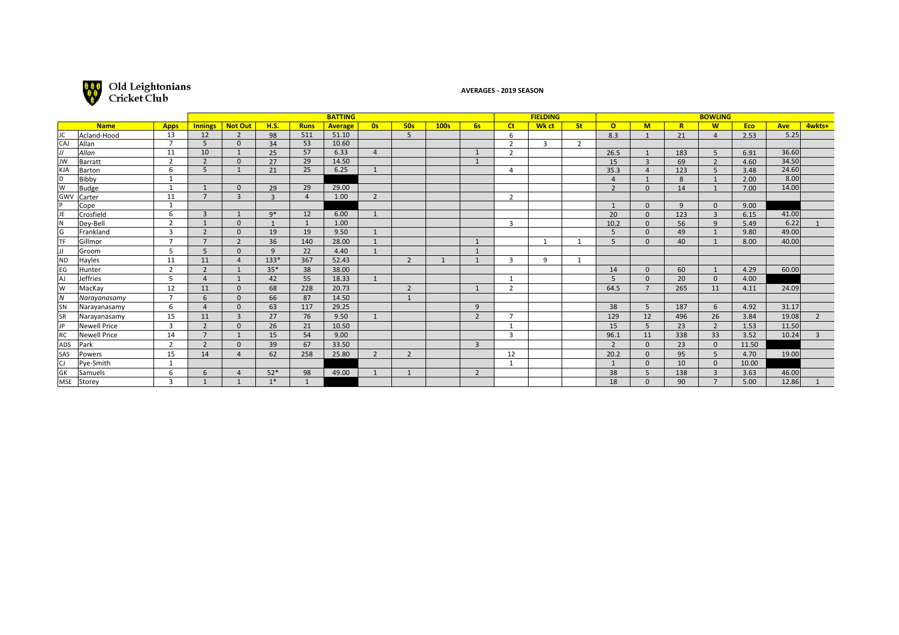Old Leightonians Cricket Club

**AVERAGES - 2019 SEASON**

| | | | BATTING | | | | | | | | | | FIELDING | | | BOWLING | | | | | | |
|---|---|---|---|---|---|---|---|---|---|---|---|---|---|---|---|---|---|---|---|---|---|---|
| | **Name** | **Apps** | **Innings** | **Not Out** | **H.S.** | **Runs** | **Average** | **0s** | **50s** | **100s** | **6s** | **Ct** | **Wk ct** | **St** | **O** | **M** | **R** | **W** | **Eco** | **Ave** | **4wkts+** |
| JC | Acland-Hood | 13 | 12 | 2 | 98 | 511 | 51.10 | | 5 | | | 6 | | | 8.3 | 1 | 21 | 4 | 2.53 | 5.25 | |
| CAJ | Allan | 7 | 5 | 0 | 34 | 53 | 10.60 | | | | | 2 | 3 | 2 | | | | | | | |
| *JJ* | *Allan* | 11 | 10 | 1 | 25 | 57 | 6.33 | 4 | | | 1 | 2 | | | 26.5 | 1 | 183 | 5 | 6.91 | 36.60 | |
| JW | Barratt | 2 | 2 | 0 | 27 | 29 | 14.50 | | | | 1 | | | | 15 | 3 | 69 | 2 | 4.60 | 34.50 | |
| KJA | Barton | 6 | 5 | 1 | 21 | 25 | 6.25 | 1 | | | | 4 | | | 35.3 | 4 | 123 | 5 | 3.48 | 24.60 | |
| D | Bibby | 1 | | | | | | | | | | | | | 4 | 1 | 8 | 1 | 2.00 | 8.00 | |
| W | Budge | 1 | 1 | 0 | 29 | 29 | 29.00 | | | | | | | | 2 | 0 | 14 | 1 | 7.00 | 14.00 | |
| GWV | Carter | 11 | 7 | 3 | 3 | 4 | 1.00 | 2 | | | | 2 | | | | | | | | | |
| P | Cope | 1 | | | | | | | | | | | | | 1 | 0 | 9 | 0 | 9.00 | | |
| JE | Crosfield | 6 | 3 | 1 | 9* | 12 | 6.00 | 1 | | | | | | | 20 | 0 | 123 | 3 | 6.15 | 41.00 | |
| N | Dey-Bell | 2 | 1 | 0 | 1 | 1 | 1.00 | | | | | 3 | | | 10.2 | 0 | 56 | 9 | 5.49 | 6.22 | 1 |
| G | Frankland | 3 | 2 | 0 | 19 | 19 | 9.50 | 1 | | | | | | | 5 | 0 | 49 | 1 | 9.80 | 49.00 | |
| TF | Gillmor | 7 | 7 | 2 | 36 | 140 | 28.00 | 1 | | | 1 | | 1 | 1 | 5 | 0 | 40 | 1 | 8.00 | 40.00 | |
| JJ | Groom | 5 | 5 | 0 | 9 | 22 | 4.40 | 1 | | | 1 | | | | | | | | | | |
| ND | Hayles | 11 | 11 | 4 | 133* | 367 | 52.43 | | 2 | 1 | 1 | 3 | 9 | 1 | | | | | | | |
| EG | Hunter | 2 | 2 | 1 | 35* | 38 | 38.00 | | | | | | | | 14 | 0 | 60 | 1 | 4.29 | 60.00 | |
| AJ | Jeffries | 5 | 4 | 1 | 42 | 55 | 18.33 | 1 | | | | 1 | | | 5 | 0 | 20 | 0 | 4.00 | | |
| W | MacKay | 12 | 11 | 0 | 68 | 228 | 20.73 | | 2 | | 1 | 2 | | | 64.5 | 7 | 265 | 11 | 4.11 | 24.09 | |
| *N* | *Narayanasamy* | 7 | 6 | 0 | 66 | 87 | 14.50 | | 1 | | | | | | | | | | | | |
| SN | Narayanasamy | 6 | 4 | 0 | 63 | 117 | 29.25 | | | | 9 | | | | 38 | 5 | 187 | 6 | 4.92 | 31.17 | |
| SR | Narayanasamy | 15 | 11 | 3 | 27 | 76 | 9.50 | 1 | | | 2 | 7 | | | 129 | 12 | 496 | 26 | 3.84 | 19.08 | 2 |
| JP | Newell Price | 3 | 2 | 0 | 26 | 21 | 10.50 | | | | | 1 | | | 15 | 5 | 23 | 2 | 1.53 | 11.50 | |
| RC | Newell Price | 14 | 7 | 1 | 15 | 54 | 9.00 | | | | | 3 | | | 96.1 | 11 | 338 | 33 | 3.52 | 10.24 | 3 |
| ADS | Park | 2 | 2 | 0 | 39 | 67 | 33.50 | | | | 3 | | | | 2 | 0 | 23 | 0 | 11.50 | | |
| SAS | Powers | 15 | 14 | 4 | 62 | 258 | 25.80 | 2 | 2 | | | 12 | | | 20.2 | 0 | 95 | 5 | 4.70 | 19.00 | |
| CJ | Pye-Smith | 1 | | | | | | | | | | 1 | | | 1 | 0 | 10 | 0 | 10.00 | | |
| GK | Samuels | 6 | 6 | 4 | 52* | 98 | 49.00 | 1 | 1 | | 2 | | | | 38 | 5 | 138 | 3 | 3.63 | 46.00 | |
| MSE | Storey | 3 | 1 | 1 | 1* | 1 | | | | | | | | | 18 | 0 | 90 | 7 | 5.00 | 12.86 | 1 |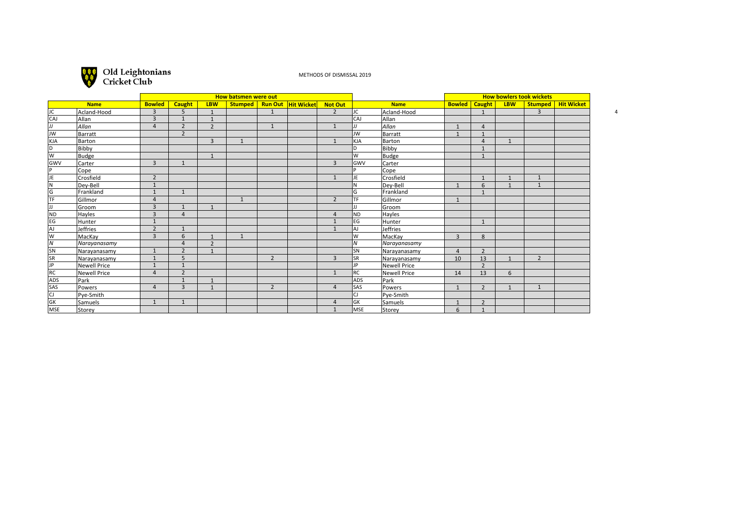**Old Leightonians Cricket Club**

METHODS OF DISMISSAL 2019

| | | How batsmen were out | | | | | | | | | How bowlers took wickets | | | | |
|---|---|---|---|---|---|---|---|---|---|---|---|---|---|---|---|
| | **Name** | **Bowled** | **Caught** | **LBW** | **Stumped** | **Run Out** | **Hit Wicket** | **Not Out** | | **Name** | **Bowled** | **Caught** | **LBW** | **Stumped** | **Hit Wicket** |
| JC | Acland-Hood | 3 | 5 | 1 | | 1 | | 2 | JC | Acland-Hood | | 1 | | 3 | |
| CAJ | Allan | 3 | 1 | 1 | | | | | CAJ | Allan | | | | | |
| *JJ* | *Allan* | 4 | 2 | 2 | | 1 | | 1 | *JJ* | *Allan* | 1 | 4 | | | |
| JW | Barratt | | 2 | | | | | | JW | Barratt | 1 | 1 | | | |
| KJA | Barton | | | 3 | 1 | | | 1 | KJA | Barton | | 4 | 1 | | |
| D | Bibby | | | | | | | | D | Bibby | | 1 | | | |
| W | Budge | | | 1 | | | | | W | Budge | | 1 | | | |
| GWV | Carter | 3 | 1 | | | | | 3 | GWV | Carter | | | | | |
| P | Cope | | | | | | | | P | Cope | | | | | |
| JE | Crosfield | 2 | | | | | | 1 | JE | Crosfield | | 1 | 1 | 1 | |
| N | Dey-Bell | 1 | | | | | | | N | Dey-Bell | 1 | 6 | 1 | 1 | |
| G | Frankland | 1 | 1 | | | | | | G | Frankland | | 1 | | | |
| TF | Gillmor | 4 | | | 1 | | | 2 | TF | Gillmor | 1 | | | | |
| JJ | Groom | 3 | 1 | 1 | | | | | JJ | Groom | | | | | |
| ND | Hayles | 3 | 4 | | | | | 4 | ND | Hayles | | | | | |
| EG | Hunter | 1 | | | | | | 1 | EG | Hunter | | 1 | | | |
| AJ | Jeffries | 2 | 1 | | | | | 1 | AJ | Jeffries | | | | | |
| W | MacKay | 3 | 6 | 1 | 1 | | | | W | MacKay | 3 | 8 | | | |
| *N* | *Narayanasamy* | | 4 | 2 | | | | | *N* | *Narayanasamy* | | | | | |
| SN | Narayanasamy | 1 | 2 | 1 | | | | | SN | Narayanasamy | 4 | 2 | | | |
| SR | Narayanasamy | 1 | 5 | | | 2 | | 3 | SR | Narayanasamy | 10 | 13 | 1 | 2 | |
| JP | Newell Price | 1 | 1 | | | | | | JP | Newell Price | | 2 | | | |
| RC | Newell Price | 4 | 2 | | | | | 1 | RC | Newell Price | 14 | 13 | 6 | | |
| ADS | Park | | 1 | 1 | | | | | ADS | Park | | | | | |
| SAS | Powers | 4 | 3 | 1 | | 2 | | 4 | SAS | Powers | 1 | 2 | 1 | 1 | |
| CJ | Pye-Smith | | | | | | | | CJ | Pye-Smith | | | | | |
| GK | Samuels | 1 | 1 | | | | | 4 | GK | Samuels | 1 | 2 | | | |
| MSE | Storey | | | | | | | 1 | MSE | Storey | 6 | 1 | | | |

4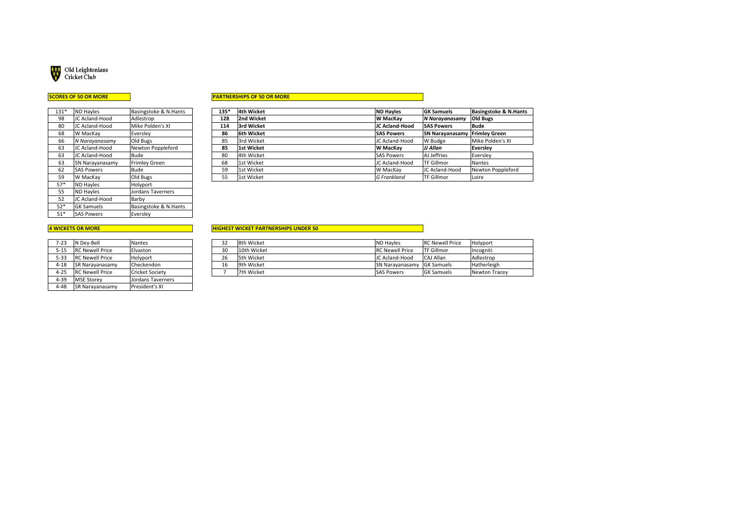Old Leightonians Cricket Club

## SCORES OF 50 OR MORE

| | | |
|---|---|---|
| 131* | ND Hayles | Basingstoke & N.Hants |
| 98 | JC Acland-Hood | Adlestrop |
| 80 | JC Acland-Hood | Mike Polden's XI |
| 68 | W MacKay | Eversley |
| 66 | *N Narayanasamy* | Old Bugs |
| 63 | JC Acland-Hood | Newton Poppleford |
| 63 | JC Acland-Hood | Bude |
| 63 | SN Narayanasamy | Frimley Green |
| 62 | SAS Powers | Bude |
| 59 | W MacKay | Old Bugs |
| 57* | ND Hayles | Holyport |
| 55 | ND Hayles | Jordans Taverners |
| 52 | JC Acland-Hood | Barby |
| 52* | GK Samuels | Basingstoke & N.Hants |
| 51* | SAS Powers | Eversley |

## PARTNERSHIPS OF 50 OR MORE

| | | | | |
|---|---|---|---|---|
| **135*** | **4th Wicket** | **ND Hayles** | **GK Samuels** | **Basingstoke & N.Hants** |
| **128** | **2nd Wicket** | **W MacKay** | ***N Narayanasamy*** | **Old Bugs** |
| **114** | **3rd Wicket** | **JC Acland-Hood** | **SAS Powers** | **Bude** |
| **86** | **6th Wicket** | **SAS Powers** | **SN Narayanasamy** | **Frimley Green** |
| 85 | 3rd Wicket | JC Acland-Hood | W Budge | Mike Polden's XI |
| **85** | **1st Wicket** | **W MacKay** | ***JJ Allan*** | **Eversley** |
| 80 | 4th Wicket | SAS Powers | AJ Jeffries | Eversley |
| 68 | 1st Wicket | JC Acland-Hood | TF Gillmor | Nantes |
| 59 | 1st Wicket | W MacKay | JC Acland-Hood | Newton Poppleford |
| 55 | 1st Wicket | *G Frankland* | TF Gillmor | Loire |

## 4 WICKETS OR MORE

| | | |
|---|---|---|
| 7-23 | N Dey-Bell | Nantes |
| 5-15 | RC Newell Price | Elvaston |
| 5-33 | RC Newell Price | Holyport |
| 4-18 | SR Narayanasamy | Checkendon |
| 4-25 | RC Newell Price | Cricket Society |
| 4-39 | MSE Storey | Jordans Taverners |
| 4-48 | SR Narayanasamy | President's XI |

## HIGHEST WICKET PARTNERSHIPS UNDER 50

| | | | | |
|---|---|---|---|---|
| 32 | 8th Wicket | ND Hayles | RC Newell Price | Holyport |
| 30 | 10th Wicket | RC Newell Price | TF Gillmor | Incogniti |
| 26 | 5th Wicket | JC Acland-Hood | CAJ Allan | Adlestrop |
| 16 | 9th Wicket | SN Narayanasamy | GK Samuels | Hatherleigh |
| 7 | 7th Wicket | SAS Powers | GK Samuels | Newton Tracey |